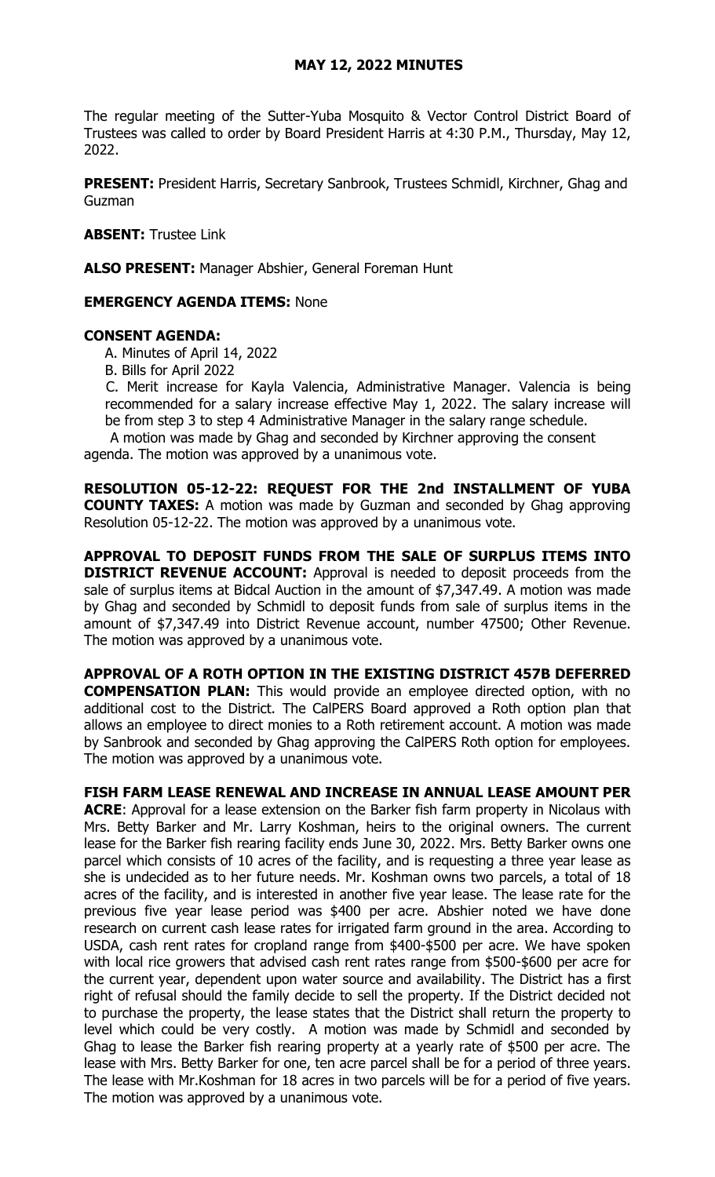# MAY 12, 2022 MINUTES

The regular meeting of the Sutter-Yuba Mosquito & Vector Control District Board of Trustees was called to order by Board President Harris at 4:30 P.M., Thursday, May 12, 2022.

**PRESENT:** President Harris, Secretary Sanbrook, Trustees Schmidl, Kirchner, Ghag and Guzman

**ABSENT:** Trustee Link

**ALSO PRESENT:** Manager Abshier, General Foreman Hunt

**EMERGENCY AGENDA ITEMS:** None

**CONSENT AGENDA:**

A. Minutes of April 14, 2022

B. Bills for April 2022

C. Merit increase for Kayla Valencia, Administrative Manager. Valencia is being recommended for a salary increase effective May 1, 2022. The salary increase will be from step 3 to step 4 Administrative Manager in the salary range schedule.

A motion was made by Ghag and seconded by Kirchner approving the consent agenda. The motion was approved by a unanimous vote.

**RESOLUTION 05-12-22: REQUEST FOR THE 2nd INSTALLMENT OF YUBA COUNTY TAXES:** A motion was made by Guzman and seconded by Ghag approving Resolution 05-12-22. The motion was approved by a unanimous vote.

**APPROVAL TO DEPOSIT FUNDS FROM THE SALE OF SURPLUS ITEMS INTO DISTRICT REVENUE ACCOUNT:** Approval is needed to deposit proceeds from the sale of surplus items at Bidcal Auction in the amount of $7,347.49. A motion was made by Ghag and seconded by Schmidl to deposit funds from sale of surplus items in the amount of $7,347.49 into District Revenue account, number 47500; Other Revenue. The motion was approved by a unanimous vote.

**APPROVAL OF A ROTH OPTION IN THE EXISTING DISTRICT 457B DEFERRED COMPENSATION PLAN:** This would provide an employee directed option, with no additional cost to the District. The CalPERS Board approved a Roth option plan that allows an employee to direct monies to a Roth retirement account. A motion was made by Sanbrook and seconded by Ghag approving the CalPERS Roth option for employees. The motion was approved by a unanimous vote.

**FISH FARM LEASE RENEWAL AND INCREASE IN ANNUAL LEASE AMOUNT PER ACRE**: Approval for a lease extension on the Barker fish farm property in Nicolaus with Mrs. Betty Barker and Mr. Larry Koshman, heirs to the original owners. The current lease for the Barker fish rearing facility ends June 30, 2022. Mrs. Betty Barker owns one parcel which consists of 10 acres of the facility, and is requesting a three year lease as she is undecided as to her future needs. Mr. Koshman owns two parcels, a total of 18 acres of the facility, and is interested in another five year lease. The lease rate for the previous five year lease period was $400 per acre. Abshier noted we have done research on current cash lease rates for irrigated farm ground in the area. According to USDA, cash rent rates for cropland range from $400-$500 per acre. We have spoken with local rice growers that advised cash rent rates range from $500-$600 per acre for the current year, dependent upon water source and availability. The District has a first right of refusal should the family decide to sell the property. If the District decided not to purchase the property, the lease states that the District shall return the property to level which could be very costly. A motion was made by Schmidl and seconded by Ghag to lease the Barker fish rearing property at a yearly rate of $500 per acre. The lease with Mrs. Betty Barker for one, ten acre parcel shall be for a period of three years. The lease with Mr.Koshman for 18 acres in two parcels will be for a period of five years. The motion was approved by a unanimous vote.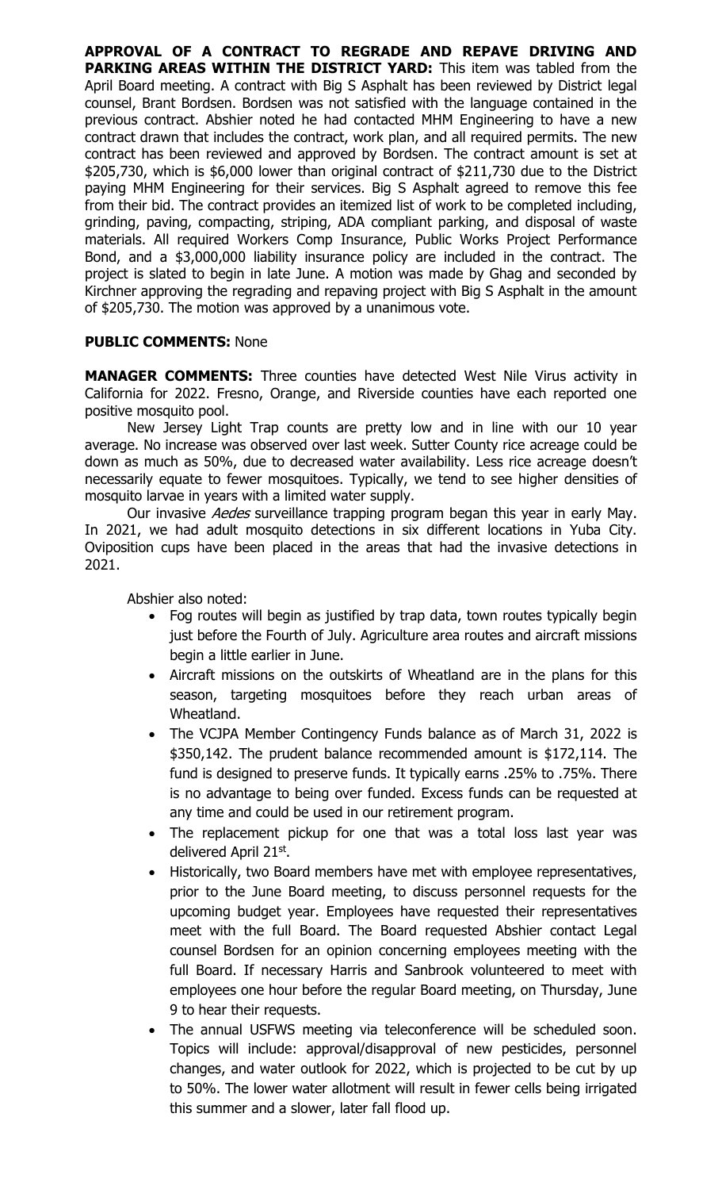**APPROVAL OF A CONTRACT TO REGRADE AND REPAVE DRIVING AND PARKING AREAS WITHIN THE DISTRICT YARD:** This item was tabled from the April Board meeting. A contract with Big S Asphalt has been reviewed by District legal counsel, Brant Bordsen. Bordsen was not satisfied with the language contained in the previous contract. Abshier noted he had contacted MHM Engineering to have a new contract drawn that includes the contract, work plan, and all required permits. The new contract has been reviewed and approved by Bordsen. The contract amount is set at \$205,730, which is \$6,000 lower than original contract of \$211,730 due to the District paying MHM Engineering for their services. Big S Asphalt agreed to remove this fee from their bid. The contract provides an itemized list of work to be completed including, grinding, paving, compacting, striping, ADA compliant parking, and disposal of waste materials. All required Workers Comp Insurance, Public Works Project Performance Bond, and a \$3,000,000 liability insurance policy are included in the contract. The project is slated to begin in late June. A motion was made by Ghag and seconded by Kirchner approving the regrading and repaving project with Big S Asphalt in the amount of \$205,730. The motion was approved by a unanimous vote.

**PUBLIC COMMENTS:** None

**MANAGER COMMENTS:** Three counties have detected West Nile Virus activity in California for 2022. Fresno, Orange, and Riverside counties have each reported one positive mosquito pool.

New Jersey Light Trap counts are pretty low and in line with our 10 year average. No increase was observed over last week. Sutter County rice acreage could be down as much as 50%, due to decreased water availability. Less rice acreage doesn't necessarily equate to fewer mosquitoes. Typically, we tend to see higher densities of mosquito larvae in years with a limited water supply.

Our invasive *Aedes* surveillance trapping program began this year in early May. In 2021, we had adult mosquito detections in six different locations in Yuba City. Oviposition cups have been placed in the areas that had the invasive detections in 2021.

Abshier also noted:

- Fog routes will begin as justified by trap data, town routes typically begin just before the Fourth of July. Agriculture area routes and aircraft missions begin a little earlier in June.
- Aircraft missions on the outskirts of Wheatland are in the plans for this season, targeting mosquitoes before they reach urban areas of Wheatland.
- The VCJPA Member Contingency Funds balance as of March 31, 2022 is \$350,142. The prudent balance recommended amount is \$172,114. The fund is designed to preserve funds. It typically earns .25% to .75%. There is no advantage to being over funded. Excess funds can be requested at any time and could be used in our retirement program.
- The replacement pickup for one that was a total loss last year was delivered April 21st.
- Historically, two Board members have met with employee representatives, prior to the June Board meeting, to discuss personnel requests for the upcoming budget year. Employees have requested their representatives meet with the full Board. The Board requested Abshier contact Legal counsel Bordsen for an opinion concerning employees meeting with the full Board. If necessary Harris and Sanbrook volunteered to meet with employees one hour before the regular Board meeting, on Thursday, June 9 to hear their requests.
- The annual USFWS meeting via teleconference will be scheduled soon. Topics will include: approval/disapproval of new pesticides, personnel changes, and water outlook for 2022, which is projected to be cut by up to 50%. The lower water allotment will result in fewer cells being irrigated this summer and a slower, later fall flood up.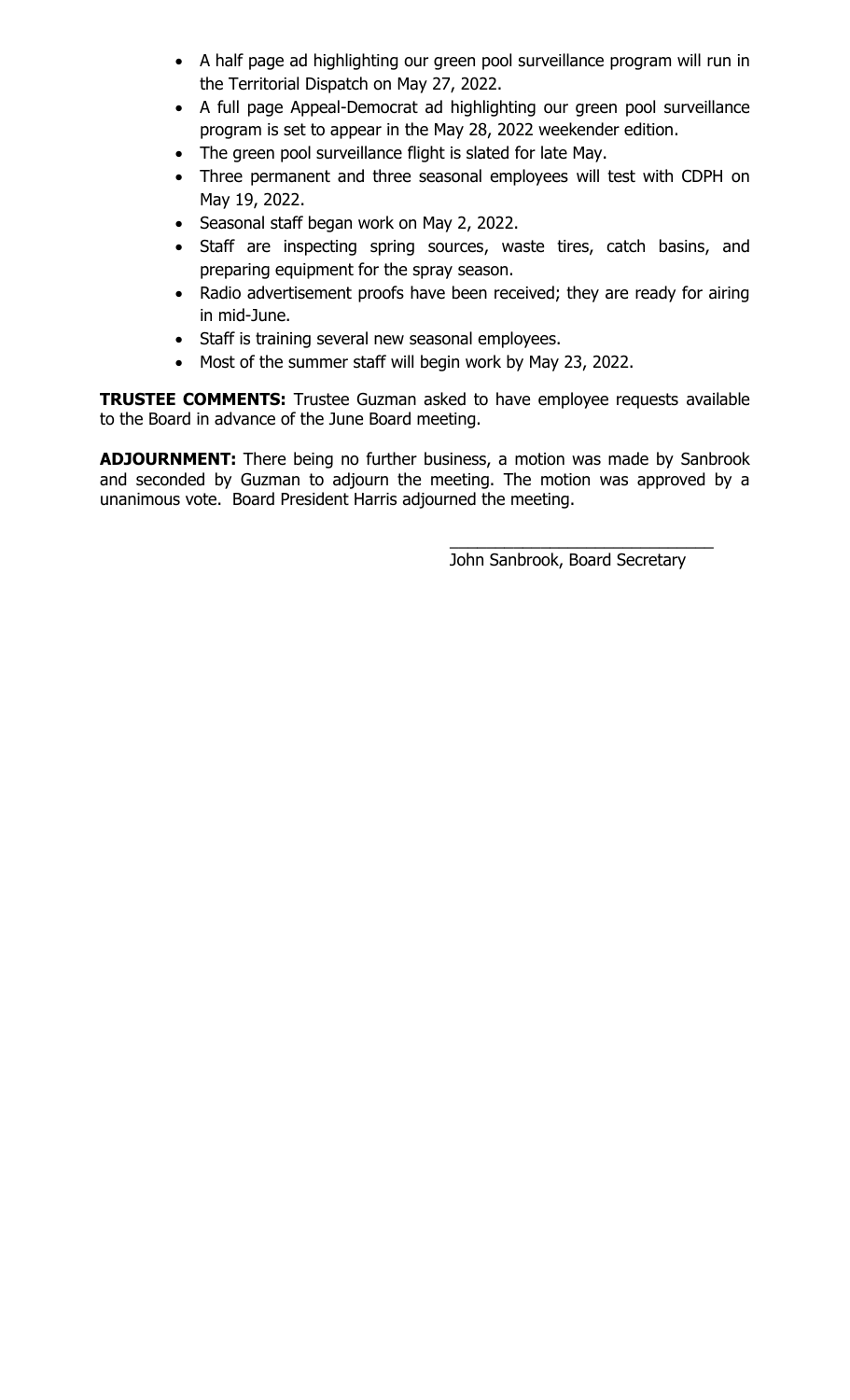- A half page ad highlighting our green pool surveillance program will run in the Territorial Dispatch on May 27, 2022.
- A full page Appeal-Democrat ad highlighting our green pool surveillance program is set to appear in the May 28, 2022 weekender edition.
- The green pool surveillance flight is slated for late May.
- Three permanent and three seasonal employees will test with CDPH on May 19, 2022.
- Seasonal staff began work on May 2, 2022.
- Staff are inspecting spring sources, waste tires, catch basins, and preparing equipment for the spray season.
- Radio advertisement proofs have been received; they are ready for airing in mid-June.
- Staff is training several new seasonal employees.
- Most of the summer staff will begin work by May 23, 2022.

**TRUSTEE COMMENTS:** Trustee Guzman asked to have employee requests available to the Board in advance of the June Board meeting.

**ADJOURNMENT:** There being no further business, a motion was made by Sanbrook and seconded by Guzman to adjourn the meeting. The motion was approved by a unanimous vote. Board President Harris adjourned the meeting.

\_\_\_\_\_\_\_\_\_\_\_\_\_\_\_\_\_\_\_\_\_\_\_\_\_\_\_\_\_\_
John Sanbrook, Board Secretary